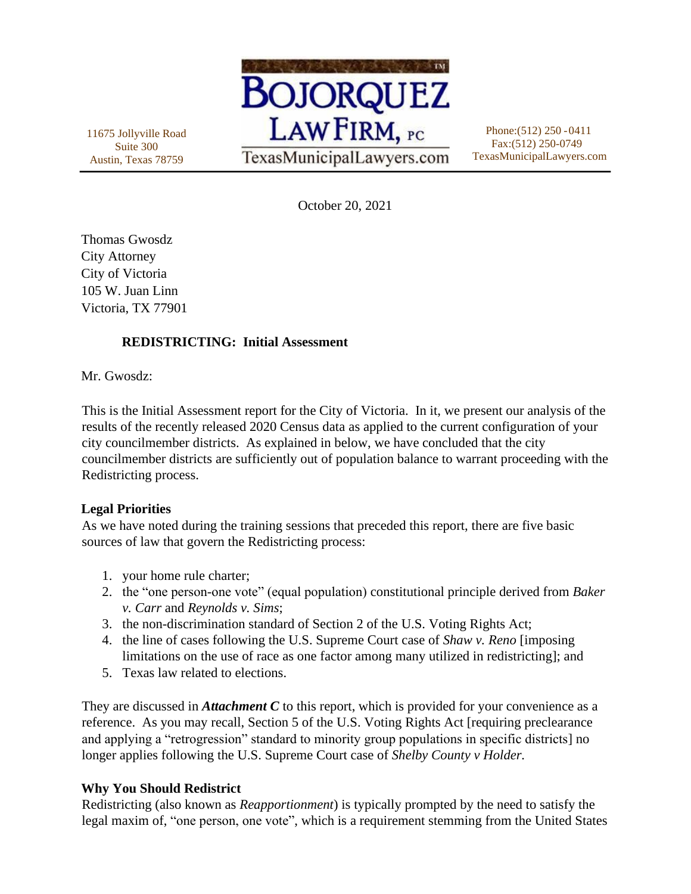11675 Jollyville Road
Suite 300
Austin, Texas 78759

**BOJORQUEZ LAW FIRM, PC**
TexasMunicipalLawyers.com

Phone:(512) 250 -0411
Fax:(512) 250-0749
TexasMunicipalLawyers.com

October 20, 2021

Thomas Gwosdz
City Attorney
City of Victoria
105 W. Juan Linn
Victoria, TX 77901

**REDISTRICTING: Initial Assessment**

Mr. Gwosdz:

This is the Initial Assessment report for the City of Victoria. In it, we present our analysis of the results of the recently released 2020 Census data as applied to the current configuration of your city councilmember districts. As explained in below, we have concluded that the city councilmember districts are sufficiently out of population balance to warrant proceeding with the Redistricting process.

**Legal Priorities**

As we have noted during the training sessions that preceded this report, there are five basic sources of law that govern the Redistricting process:

1. your home rule charter;
2. the "one person-one vote" (equal population) constitutional principle derived from *Baker v. Carr* and *Reynolds v. Sims*;
3. the non-discrimination standard of Section 2 of the U.S. Voting Rights Act;
4. the line of cases following the U.S. Supreme Court case of *Shaw v. Reno* [imposing limitations on the use of race as one factor among many utilized in redistricting]; and
5. Texas law related to elections.

They are discussed in ***Attachment C*** to this report, which is provided for your convenience as a reference. As you may recall, Section 5 of the U.S. Voting Rights Act [requiring preclearance and applying a "retrogression" standard to minority group populations in specific districts] no longer applies following the U.S. Supreme Court case of *Shelby County v Holder*.

**Why You Should Redistrict**

Redistricting (also known as *Reapportionment*) is typically prompted by the need to satisfy the legal maxim of, "one person, one vote", which is a requirement stemming from the United States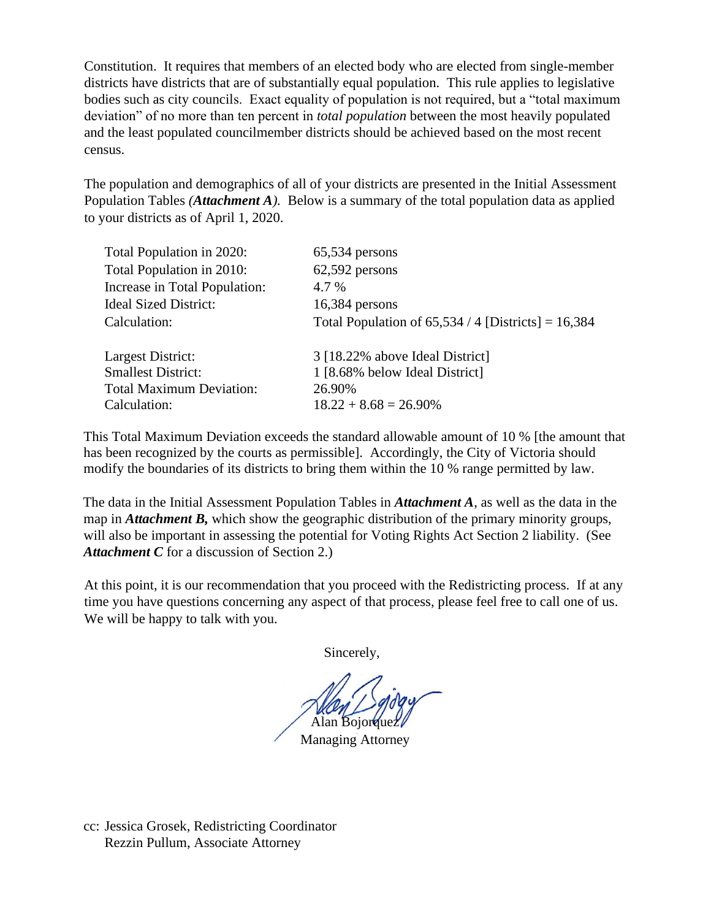Constitution. It requires that members of an elected body who are elected from single-member districts have districts that are of substantially equal population. This rule applies to legislative bodies such as city councils. Exact equality of population is not required, but a "total maximum deviation" of no more than ten percent in *total population* between the most heavily populated and the least populated councilmember districts should be achieved based on the most recent census.

The population and demographics of all of your districts are presented in the Initial Assessment Population Tables ***(Attachment A)***. Below is a summary of the total population data as applied to your districts as of April 1, 2020.

| | |
|---|---|
| Total Population in 2020: | 65,534 persons |
| Total Population in 2010: | 62,592 persons |
| Increase in Total Population: | 4.7 % |
| Ideal Sized District: | 16,384 persons |
| Calculation: | Total Population of 65,534 / 4 [Districts] = 16,384 |
| | |
| Largest District: | 3 [18.22% above Ideal District] |
| Smallest District: | 1 [8.68% below Ideal District] |
| Total Maximum Deviation: | 26.90% |
| Calculation: | 18.22 + 8.68 = 26.90% |

This Total Maximum Deviation exceeds the standard allowable amount of 10 % [the amount that has been recognized by the courts as permissible]. Accordingly, the City of Victoria should modify the boundaries of its districts to bring them within the 10 % range permitted by law.

The data in the Initial Assessment Population Tables in ***Attachment A***, as well as the data in the map in ***Attachment B,*** which show the geographic distribution of the primary minority groups, will also be important in assessing the potential for Voting Rights Act Section 2 liability. (See ***Attachment C*** for a discussion of Section 2.)

At this point, it is our recommendation that you proceed with the Redistricting process. If at any time you have questions concerning any aspect of that process, please feel free to call one of us. We will be happy to talk with you.

Sincerely,

Alan Bojorquez
Managing Attorney

cc: Jessica Grosek, Redistricting Coordinator
Rezzin Pullum, Associate Attorney